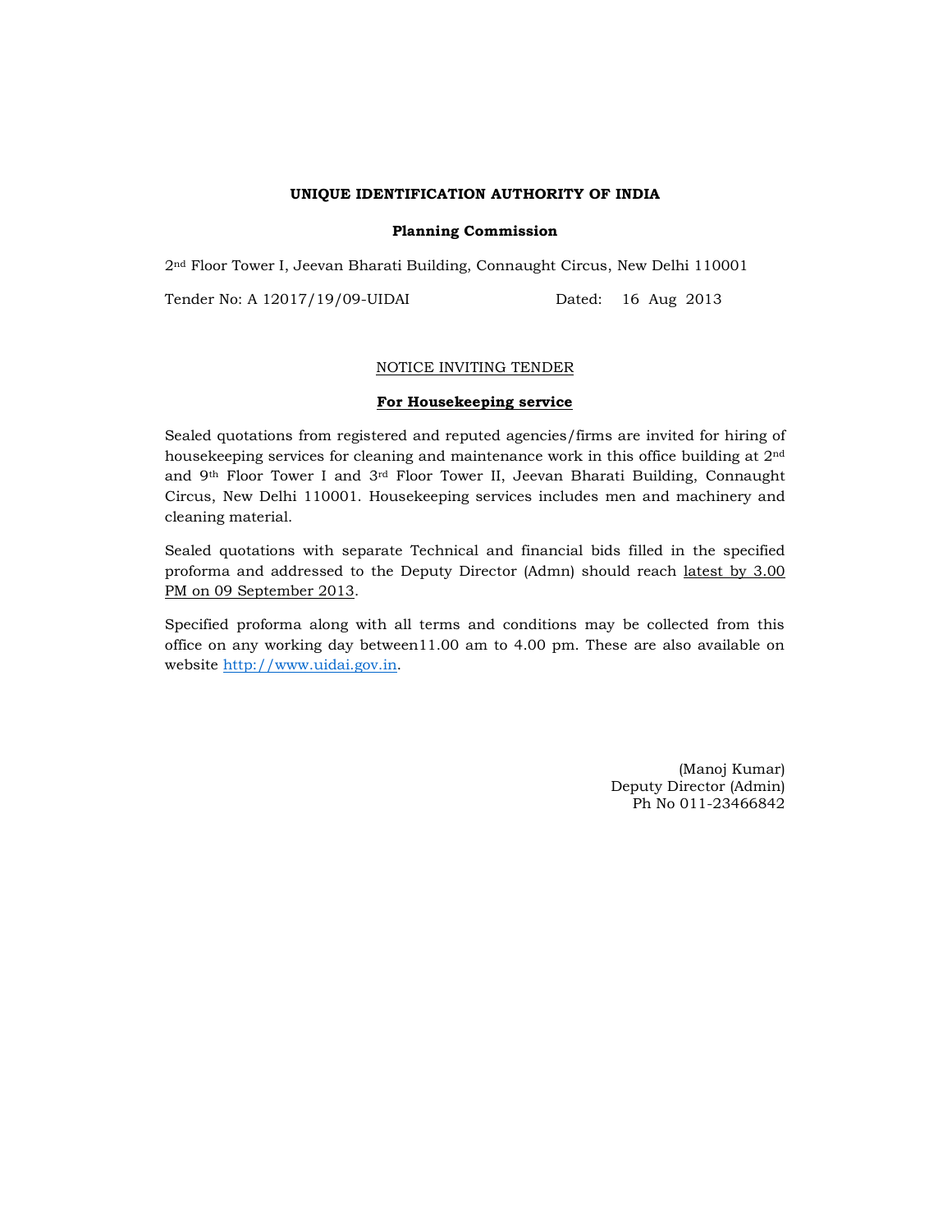**UNIQUE IDENTIFICATION AUTHORITY OF INDIA**

**Planning Commission**

2nd Floor Tower I, Jeevan Bharati Building, Connaught Circus, New Delhi 110001

Tender No: A 12017/19/09-UIDAI Dated: 16 Aug 2013

NOTICE INVITING TENDER

**For Housekeeping service**

Sealed quotations from registered and reputed agencies/firms are invited for hiring of housekeeping services for cleaning and maintenance work in this office building at 2nd and 9th Floor Tower I and 3rd Floor Tower II, Jeevan Bharati Building, Connaught Circus, New Delhi 110001. Housekeeping services includes men and machinery and cleaning material.

Sealed quotations with separate Technical and financial bids filled in the specified proforma and addressed to the Deputy Director (Admn) should reach latest by 3.00 PM on 09 September 2013.

Specified proforma along with all terms and conditions may be collected from this office on any working day between11.00 am to 4.00 pm. These are also available on website http://www.uidai.gov.in.

(Manoj Kumar)
Deputy Director (Admin)
Ph No 011-23466842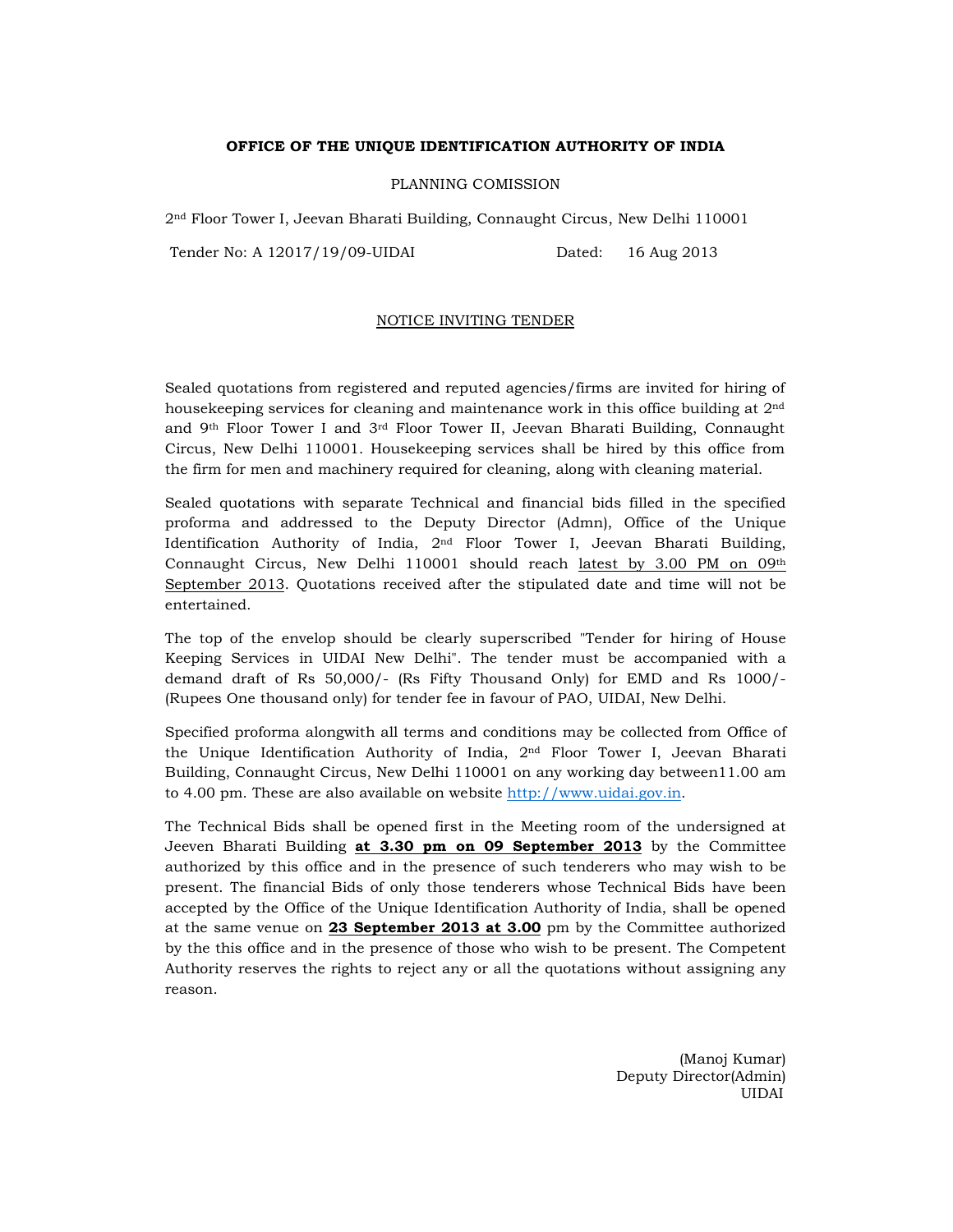**OFFICE OF THE UNIQUE IDENTIFICATION AUTHORITY OF INDIA**

PLANNING COMISSION

2nd Floor Tower I, Jeevan Bharati Building, Connaught Circus, New Delhi 110001

Tender No: A 12017/19/09-UIDAI Dated: 16 Aug 2013

NOTICE INVITING TENDER

Sealed quotations from registered and reputed agencies/firms are invited for hiring of housekeeping services for cleaning and maintenance work in this office building at 2nd and 9th Floor Tower I and 3rd Floor Tower II, Jeevan Bharati Building, Connaught Circus, New Delhi 110001. Housekeeping services shall be hired by this office from the firm for men and machinery required for cleaning, along with cleaning material.

Sealed quotations with separate Technical and financial bids filled in the specified proforma and addressed to the Deputy Director (Admn), Office of the Unique Identification Authority of India, 2nd Floor Tower I, Jeevan Bharati Building, Connaught Circus, New Delhi 110001 should reach latest by 3.00 PM on 09th September 2013. Quotations received after the stipulated date and time will not be entertained.

The top of the envelop should be clearly superscribed "Tender for hiring of House Keeping Services in UIDAI New Delhi". The tender must be accompanied with a demand draft of Rs 50,000/- (Rs Fifty Thousand Only) for EMD and Rs 1000/- (Rupees One thousand only) for tender fee in favour of PAO, UIDAI, New Delhi.

Specified proforma alongwith all terms and conditions may be collected from Office of the Unique Identification Authority of India, 2nd Floor Tower I, Jeevan Bharati Building, Connaught Circus, New Delhi 110001 on any working day between11.00 am to 4.00 pm. These are also available on website http://www.uidai.gov.in.

The Technical Bids shall be opened first in the Meeting room of the undersigned at Jeeven Bharati Building **at 3.30 pm on 09 September 2013** by the Committee authorized by this office and in the presence of such tenderers who may wish to be present. The financial Bids of only those tenderers whose Technical Bids have been accepted by the Office of the Unique Identification Authority of India, shall be opened at the same venue on **23 September 2013 at 3.00** pm by the Committee authorized by the this office and in the presence of those who wish to be present. The Competent Authority reserves the rights to reject any or all the quotations without assigning any reason.

(Manoj Kumar)
Deputy Director(Admin)
UIDAI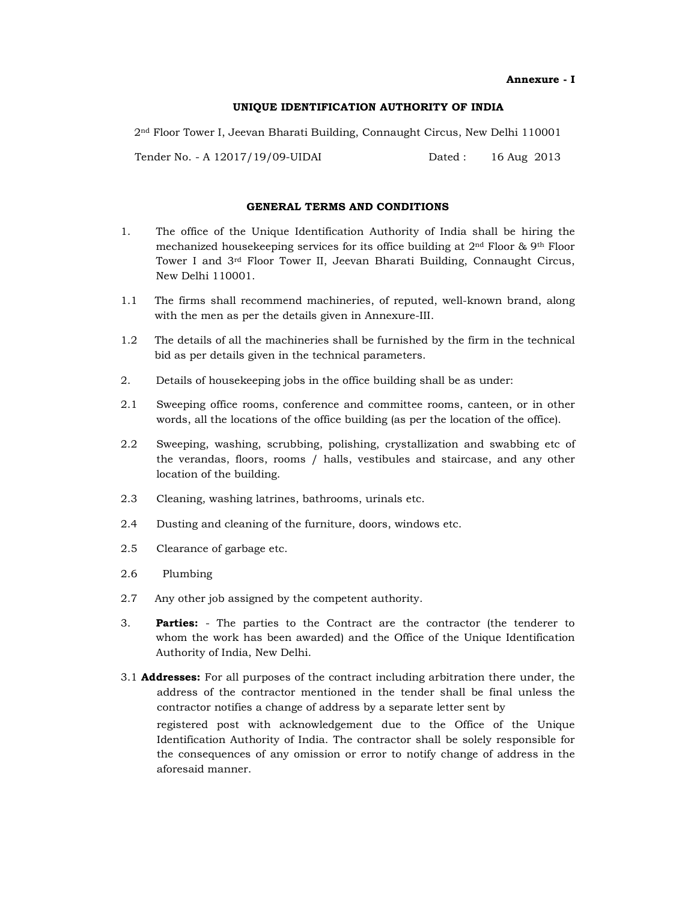**Annexure - I**

**UNIQUE IDENTIFICATION AUTHORITY OF INDIA**

2nd Floor Tower I, Jeevan Bharati Building, Connaught Circus, New Delhi 110001

Tender No. - A 12017/19/09-UIDAI Dated : 16 Aug 2013

**GENERAL TERMS AND CONDITIONS**

1. The office of the Unique Identification Authority of India shall be hiring the mechanized housekeeping services for its office building at 2nd Floor & 9th Floor Tower I and 3rd Floor Tower II, Jeevan Bharati Building, Connaught Circus, New Delhi 110001.

1.1 The firms shall recommend machineries, of reputed, well-known brand, along with the men as per the details given in Annexure-III.

1.2 The details of all the machineries shall be furnished by the firm in the technical bid as per details given in the technical parameters.

2. Details of housekeeping jobs in the office building shall be as under:

2.1 Sweeping office rooms, conference and committee rooms, canteen, or in other words, all the locations of the office building (as per the location of the office).

2.2 Sweeping, washing, scrubbing, polishing, crystallization and swabbing etc of the verandas, floors, rooms / halls, vestibules and staircase, and any other location of the building.

2.3 Cleaning, washing latrines, bathrooms, urinals etc.

2.4 Dusting and cleaning of the furniture, doors, windows etc.

2.5 Clearance of garbage etc.

2.6 Plumbing

2.7 Any other job assigned by the competent authority.

3. **Parties:** - The parties to the Contract are the contractor (the tenderer to whom the work has been awarded) and the Office of the Unique Identification Authority of India, New Delhi.

3.1 **Addresses:** For all purposes of the contract including arbitration there under, the address of the contractor mentioned in the tender shall be final unless the contractor notifies a change of address by a separate letter sent by registered post with acknowledgement due to the Office of the Unique Identification Authority of India. The contractor shall be solely responsible for the consequences of any omission or error to notify change of address in the aforesaid manner.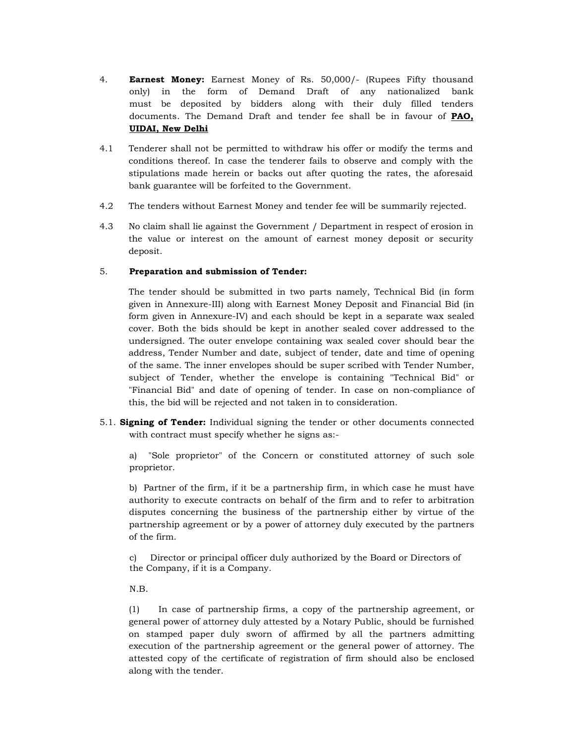4. **Earnest Money:** Earnest Money of Rs. 50,000/- (Rupees Fifty thousand only) in the form of Demand Draft of any nationalized bank must be deposited by bidders along with their duly filled tenders documents. The Demand Draft and tender fee shall be in favour of **<u>PAO, UIDAI, New Delhi</u>**

4.1 Tenderer shall not be permitted to withdraw his offer or modify the terms and conditions thereof. In case the tenderer fails to observe and comply with the stipulations made herein or backs out after quoting the rates, the aforesaid bank guarantee will be forfeited to the Government.

4.2 The tenders without Earnest Money and tender fee will be summarily rejected.

4.3 No claim shall lie against the Government / Department in respect of erosion in the value or interest on the amount of earnest money deposit or security deposit.

5. **Preparation and submission of Tender:**

The tender should be submitted in two parts namely, Technical Bid (in form given in Annexure-III) along with Earnest Money Deposit and Financial Bid (in form given in Annexure-IV) and each should be kept in a separate wax sealed cover. Both the bids should be kept in another sealed cover addressed to the undersigned. The outer envelope containing wax sealed cover should bear the address, Tender Number and date, subject of tender, date and time of opening of the same. The inner envelopes should be super scribed with Tender Number, subject of Tender, whether the envelope is containing "Technical Bid" or "Financial Bid" and date of opening of tender. In case on non-compliance of this, the bid will be rejected and not taken in to consideration.

5.1. **Signing of Tender:** Individual signing the tender or other documents connected with contract must specify whether he signs as:-

a) "Sole proprietor" of the Concern or constituted attorney of such sole proprietor.

b) Partner of the firm, if it be a partnership firm, in which case he must have authority to execute contracts on behalf of the firm and to refer to arbitration disputes concerning the business of the partnership either by virtue of the partnership agreement or by a power of attorney duly executed by the partners of the firm.

c) Director or principal officer duly authorized by the Board or Directors of the Company, if it is a Company.

N.B.

(1) In case of partnership firms, a copy of the partnership agreement, or general power of attorney duly attested by a Notary Public, should be furnished on stamped paper duly sworn of affirmed by all the partners admitting execution of the partnership agreement or the general power of attorney. The attested copy of the certificate of registration of firm should also be enclosed along with the tender.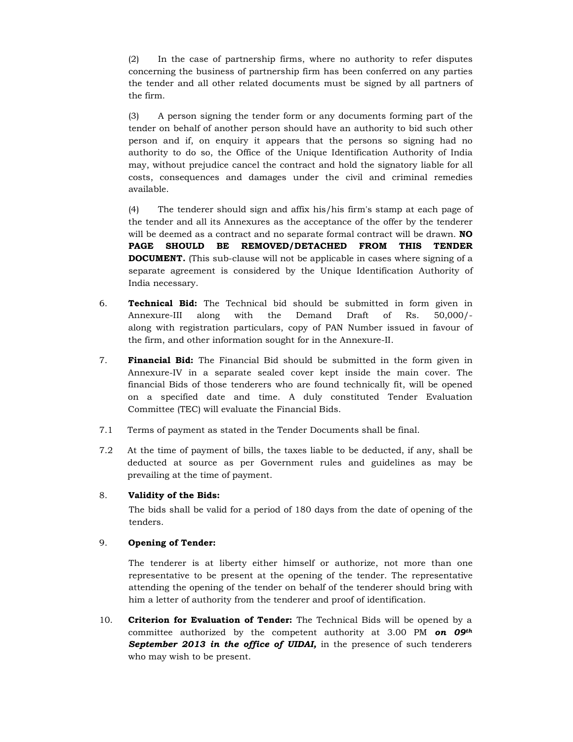(2) In the case of partnership firms, where no authority to refer disputes concerning the business of partnership firm has been conferred on any parties the tender and all other related documents must be signed by all partners of the firm.

(3) A person signing the tender form or any documents forming part of the tender on behalf of another person should have an authority to bid such other person and if, on enquiry it appears that the persons so signing had no authority to do so, the Office of the Unique Identification Authority of India may, without prejudice cancel the contract and hold the signatory liable for all costs, consequences and damages under the civil and criminal remedies available.

(4) The tenderer should sign and affix his/his firm's stamp at each page of the tender and all its Annexures as the acceptance of the offer by the tenderer will be deemed as a contract and no separate formal contract will be drawn. **NO PAGE SHOULD BE REMOVED/DETACHED FROM THIS TENDER DOCUMENT.** (This sub-clause will not be applicable in cases where signing of a separate agreement is considered by the Unique Identification Authority of India necessary.

6. **Technical Bid:** The Technical bid should be submitted in form given in Annexure-III along with the Demand Draft of Rs. 50,000/- along with registration particulars, copy of PAN Number issued in favour of the firm, and other information sought for in the Annexure-II.

7. **Financial Bid:** The Financial Bid should be submitted in the form given in Annexure-IV in a separate sealed cover kept inside the main cover. The financial Bids of those tenderers who are found technically fit, will be opened on a specified date and time. A duly constituted Tender Evaluation Committee (TEC) will evaluate the Financial Bids.

7.1 Terms of payment as stated in the Tender Documents shall be final.

7.2 At the time of payment of bills, the taxes liable to be deducted, if any, shall be deducted at source as per Government rules and guidelines as may be prevailing at the time of payment.

8. **Validity of the Bids:**

The bids shall be valid for a period of 180 days from the date of opening of the tenders.

9. **Opening of Tender:**

The tenderer is at liberty either himself or authorize, not more than one representative to be present at the opening of the tender. The representative attending the opening of the tender on behalf of the tenderer should bring with him a letter of authority from the tenderer and proof of identification.

10. **Criterion for Evaluation of Tender:** The Technical Bids will be opened by a committee authorized by the competent authority at 3.00 PM ***on 09th September 2013 in the office of UIDAI,*** in the presence of such tenderers who may wish to be present.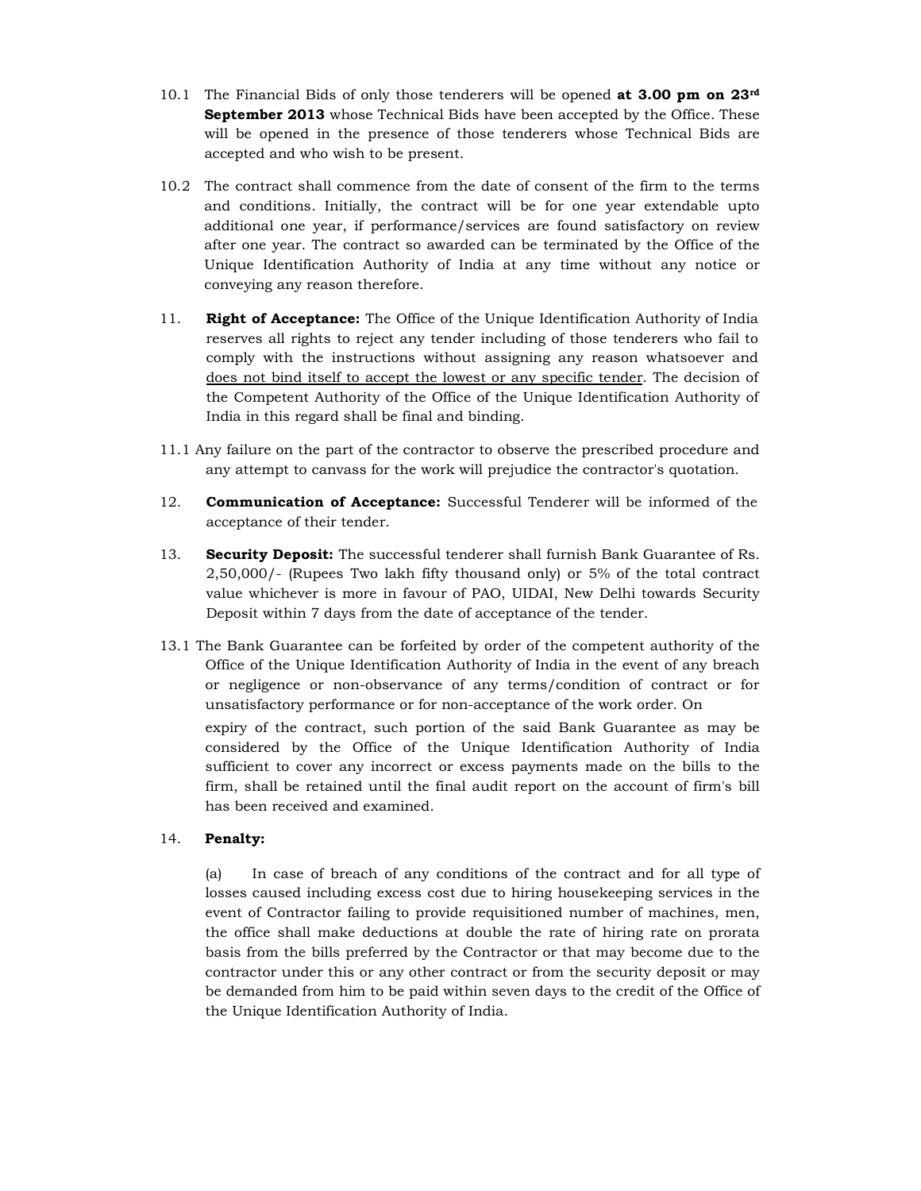10.1 The Financial Bids of only those tenderers will be opened **at 3.00 pm on 23rd September 2013** whose Technical Bids have been accepted by the Office. These will be opened in the presence of those tenderers whose Technical Bids are accepted and who wish to be present.

10.2 The contract shall commence from the date of consent of the firm to the terms and conditions. Initially, the contract will be for one year extendable upto additional one year, if performance/services are found satisfactory on review after one year. The contract so awarded can be terminated by the Office of the Unique Identification Authority of India at any time without any notice or conveying any reason therefore.

11. **Right of Acceptance:** The Office of the Unique Identification Authority of India reserves all rights to reject any tender including of those tenderers who fail to comply with the instructions without assigning any reason whatsoever and <u>does not bind itself to accept the lowest or any specific tender</u>. The decision of the Competent Authority of the Office of the Unique Identification Authority of India in this regard shall be final and binding.

11.1 Any failure on the part of the contractor to observe the prescribed procedure and any attempt to canvass for the work will prejudice the contractor's quotation.

12. **Communication of Acceptance:** Successful Tenderer will be informed of the acceptance of their tender.

13. **Security Deposit:** The successful tenderer shall furnish Bank Guarantee of Rs. 2,50,000/- (Rupees Two lakh fifty thousand only) or 5% of the total contract value whichever is more in favour of PAO, UIDAI, New Delhi towards Security Deposit within 7 days from the date of acceptance of the tender.

13.1 The Bank Guarantee can be forfeited by order of the competent authority of the Office of the Unique Identification Authority of India in the event of any breach or negligence or non-observance of any terms/condition of contract or for unsatisfactory performance or for non-acceptance of the work order. On expiry of the contract, such portion of the said Bank Guarantee as may be considered by the Office of the Unique Identification Authority of India sufficient to cover any incorrect or excess payments made on the bills to the firm, shall be retained until the final audit report on the account of firm's bill has been received and examined.

14. **Penalty:**

(a) In case of breach of any conditions of the contract and for all type of losses caused including excess cost due to hiring housekeeping services in the event of Contractor failing to provide requisitioned number of machines, men, the office shall make deductions at double the rate of hiring rate on prorata basis from the bills preferred by the Contractor or that may become due to the contractor under this or any other contract or from the security deposit or may be demanded from him to be paid within seven days to the credit of the Office of the Unique Identification Authority of India.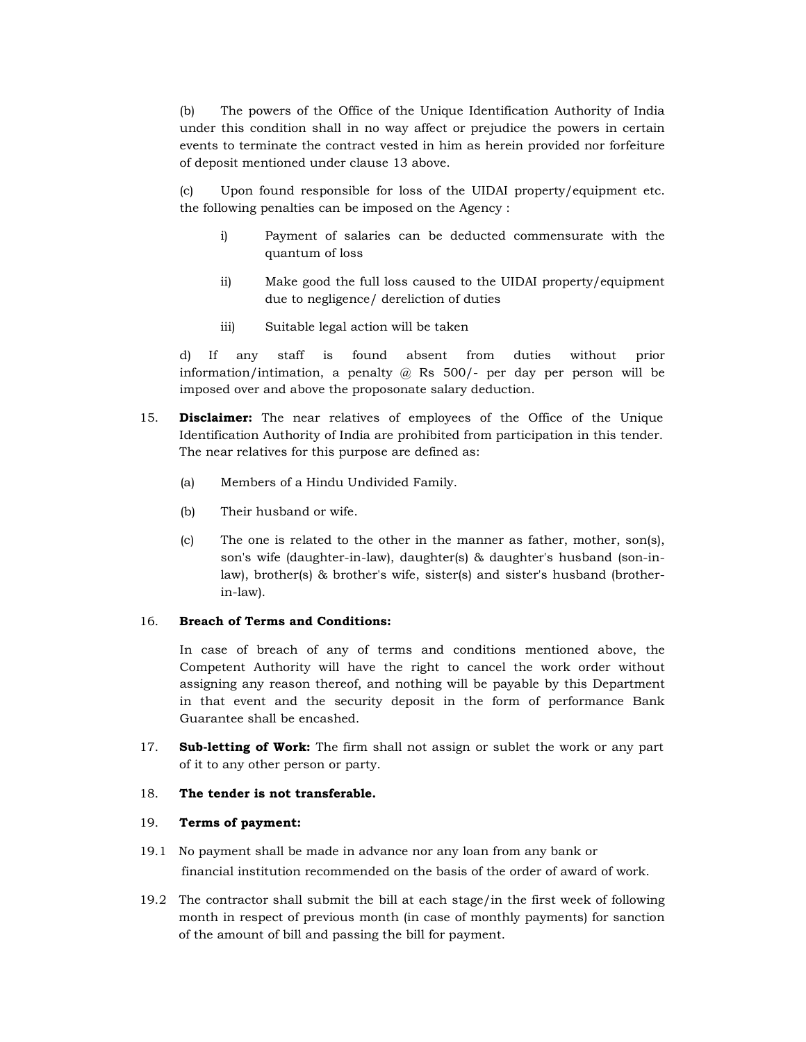(b) The powers of the Office of the Unique Identification Authority of India under this condition shall in no way affect or prejudice the powers in certain events to terminate the contract vested in him as herein provided nor forfeiture of deposit mentioned under clause 13 above.

(c) Upon found responsible for loss of the UIDAI property/equipment etc. the following penalties can be imposed on the Agency :

i) Payment of salaries can be deducted commensurate with the quantum of loss

ii) Make good the full loss caused to the UIDAI property/equipment due to negligence/ dereliction of duties

iii) Suitable legal action will be taken

d) If any staff is found absent from duties without prior information/intimation, a penalty @ Rs 500/- per day per person will be imposed over and above the proposonate salary deduction.

15. **Disclaimer:** The near relatives of employees of the Office of the Unique Identification Authority of India are prohibited from participation in this tender. The near relatives for this purpose are defined as:

(a) Members of a Hindu Undivided Family.

(b) Their husband or wife.

(c) The one is related to the other in the manner as father, mother, son(s), son's wife (daughter-in-law), daughter(s) & daughter's husband (son-in-law), brother(s) & brother's wife, sister(s) and sister's husband (brother-in-law).

16. **Breach of Terms and Conditions:**

In case of breach of any of terms and conditions mentioned above, the Competent Authority will have the right to cancel the work order without assigning any reason thereof, and nothing will be payable by this Department in that event and the security deposit in the form of performance Bank Guarantee shall be encashed.

17. **Sub-letting of Work:** The firm shall not assign or sublet the work or any part of it to any other person or party.

18. **The tender is not transferable.**

19. **Terms of payment:**

19.1 No payment shall be made in advance nor any loan from any bank or financial institution recommended on the basis of the order of award of work.

19.2 The contractor shall submit the bill at each stage/in the first week of following month in respect of previous month (in case of monthly payments) for sanction of the amount of bill and passing the bill for payment.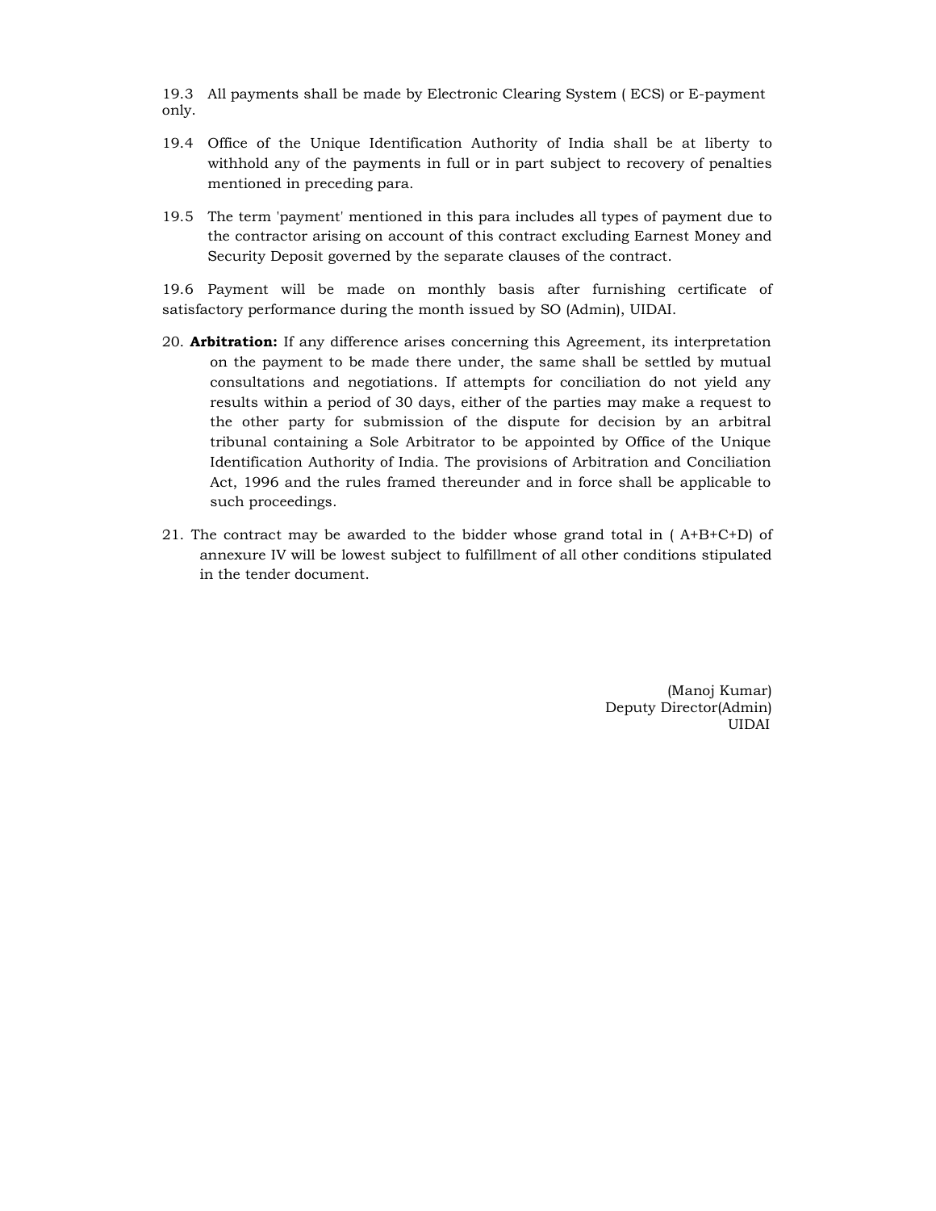19.3 All payments shall be made by Electronic Clearing System ( ECS) or E-payment only.

19.4 Office of the Unique Identification Authority of India shall be at liberty to withhold any of the payments in full or in part subject to recovery of penalties mentioned in preceding para.

19.5 The term 'payment' mentioned in this para includes all types of payment due to the contractor arising on account of this contract excluding Earnest Money and Security Deposit governed by the separate clauses of the contract.

19.6 Payment will be made on monthly basis after furnishing certificate of satisfactory performance during the month issued by SO (Admin), UIDAI.

20. **Arbitration:** If any difference arises concerning this Agreement, its interpretation on the payment to be made there under, the same shall be settled by mutual consultations and negotiations. If attempts for conciliation do not yield any results within a period of 30 days, either of the parties may make a request to the other party for submission of the dispute for decision by an arbitral tribunal containing a Sole Arbitrator to be appointed by Office of the Unique Identification Authority of India. The provisions of Arbitration and Conciliation Act, 1996 and the rules framed thereunder and in force shall be applicable to such proceedings.

21. The contract may be awarded to the bidder whose grand total in ( A+B+C+D) of annexure IV will be lowest subject to fulfillment of all other conditions stipulated in the tender document.

(Manoj Kumar)
Deputy Director(Admin)
UIDAI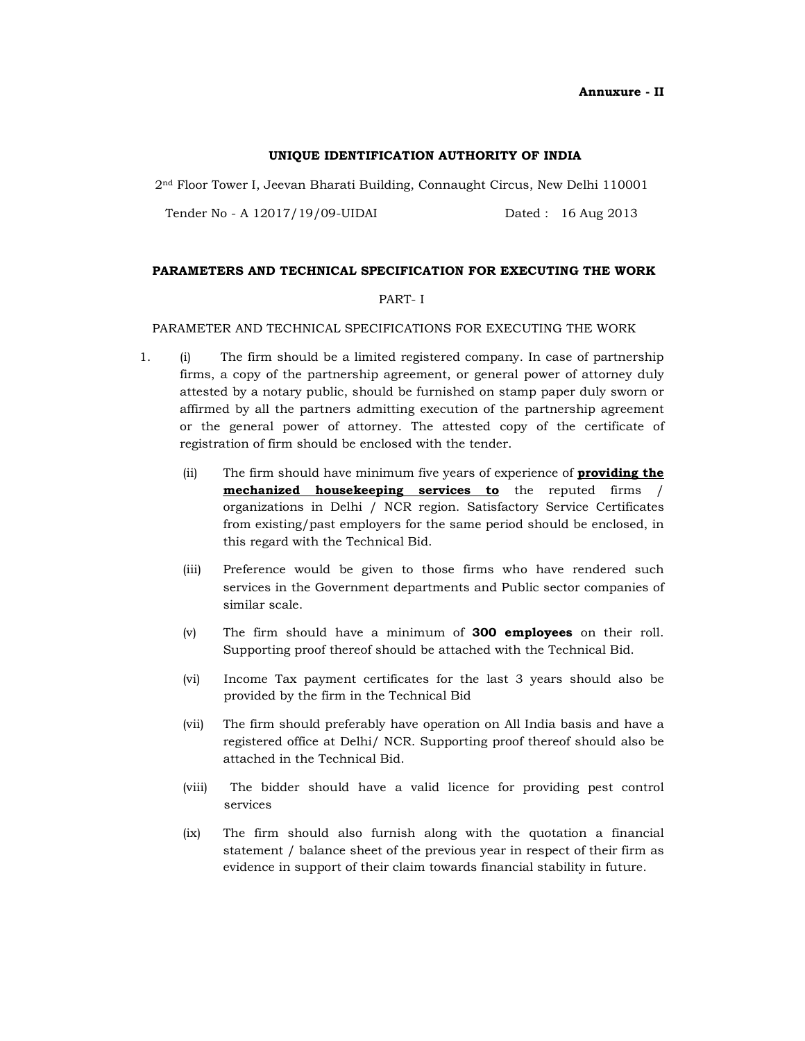**Annuxure - II**

**UNIQUE IDENTIFICATION AUTHORITY OF INDIA**

2nd Floor Tower I, Jeevan Bharati Building, Connaught Circus, New Delhi 110001

Tender No - A 12017/19/09-UIDAI Dated : 16 Aug 2013

**PARAMETERS AND TECHNICAL SPECIFICATION FOR EXECUTING THE WORK**

PART- I

PARAMETER AND TECHNICAL SPECIFICATIONS FOR EXECUTING THE WORK

1. (i) The firm should be a limited registered company. In case of partnership firms, a copy of the partnership agreement, or general power of attorney duly attested by a notary public, should be furnished on stamp paper duly sworn or affirmed by all the partners admitting execution of the partnership agreement or the general power of attorney. The attested copy of the certificate of registration of firm should be enclosed with the tender.

   (ii) The firm should have minimum five years of experience of <u>**providing the mechanized housekeeping services to**</u> the reputed firms / organizations in Delhi / NCR region. Satisfactory Service Certificates from existing/past employers for the same period should be enclosed, in this regard with the Technical Bid.

   (iii) Preference would be given to those firms who have rendered such services in the Government departments and Public sector companies of similar scale.

   (v) The firm should have a minimum of **300 employees** on their roll. Supporting proof thereof should be attached with the Technical Bid.

   (vi) Income Tax payment certificates for the last 3 years should also be provided by the firm in the Technical Bid

   (vii) The firm should preferably have operation on All India basis and have a registered office at Delhi/ NCR. Supporting proof thereof should also be attached in the Technical Bid.

   (viii) The bidder should have a valid licence for providing pest control services

   (ix) The firm should also furnish along with the quotation a financial statement / balance sheet of the previous year in respect of their firm as evidence in support of their claim towards financial stability in future.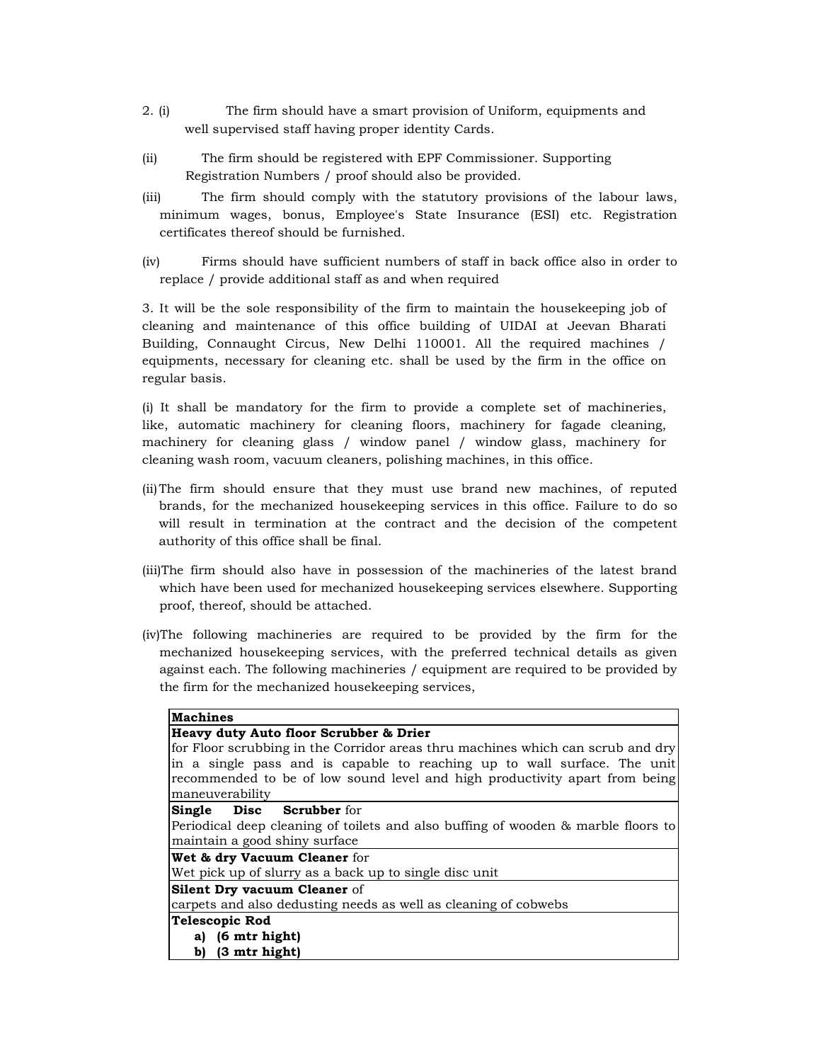2. (i) The firm should have a smart provision of Uniform, equipments and well supervised staff having proper identity Cards.

(ii) The firm should be registered with EPF Commissioner. Supporting Registration Numbers / proof should also be provided.

(iii) The firm should comply with the statutory provisions of the labour laws, minimum wages, bonus, Employee's State Insurance (ESI) etc. Registration certificates thereof should be furnished.

(iv) Firms should have sufficient numbers of staff in back office also in order to replace / provide additional staff as and when required

3. It will be the sole responsibility of the firm to maintain the housekeeping job of cleaning and maintenance of this office building of UIDAI at Jeevan Bharati Building, Connaught Circus, New Delhi 110001. All the required machines / equipments, necessary for cleaning etc. shall be used by the firm in the office on regular basis.

(i) It shall be mandatory for the firm to provide a complete set of machineries, like, automatic machinery for cleaning floors, machinery for fagade cleaning, machinery for cleaning glass / window panel / window glass, machinery for cleaning wash room, vacuum cleaners, polishing machines, in this office.

(ii) The firm should ensure that they must use brand new machines, of reputed brands, for the mechanized housekeeping services in this office. Failure to do so will result in termination at the contract and the decision of the competent authority of this office shall be final.

(iii) The firm should also have in possession of the machineries of the latest brand which have been used for mechanized housekeeping services elsewhere. Supporting proof, thereof, should be attached.

(iv) The following machineries are required to be provided by the firm for the mechanized housekeeping services, with the preferred technical details as given against each. The following machineries / equipment are required to be provided by the firm for the mechanized housekeeping services,

| **Machines** |
|---|
| **Heavy duty Auto floor Scrubber & Drier**<br>for Floor scrubbing in the Corridor areas thru machines which can scrub and dry in a single pass and is capable to reaching up to wall surface. The unit recommended to be of low sound level and high productivity apart from being maneuverability |
| **Single Disc Scrubber** for<br>Periodical deep cleaning of toilets and also buffing of wooden & marble floors to maintain a good shiny surface |
| **Wet & dry Vacuum Cleaner** for<br>Wet pick up of slurry as a back up to single disc unit |
| **Silent Dry vacuum Cleaner** of<br>carpets and also dedusting needs as well as cleaning of cobwebs |
| **Telescopic Rod**<br>**a) (6 mtr hight)**<br>**b) (3 mtr hight)** |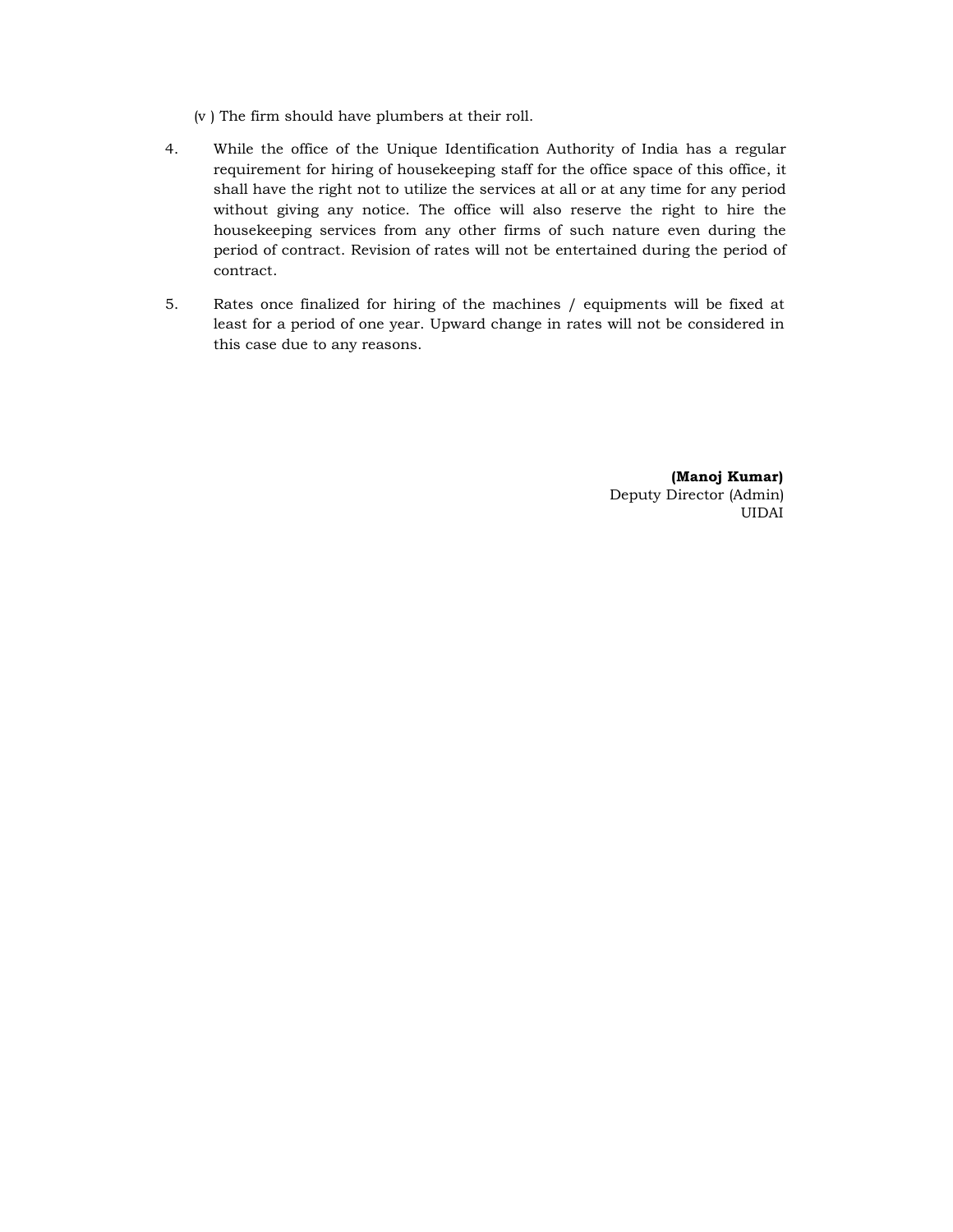(v ) The firm should have plumbers at their roll.

4. While the office of the Unique Identification Authority of India has a regular requirement for hiring of housekeeping staff for the office space of this office, it shall have the right not to utilize the services at all or at any time for any period without giving any notice. The office will also reserve the right to hire the housekeeping services from any other firms of such nature even during the period of contract. Revision of rates will not be entertained during the period of contract.

5. Rates once finalized for hiring of the machines / equipments will be fixed at least for a period of one year. Upward change in rates will not be considered in this case due to any reasons.

**(Manoj Kumar)**
Deputy Director (Admin)
UIDAI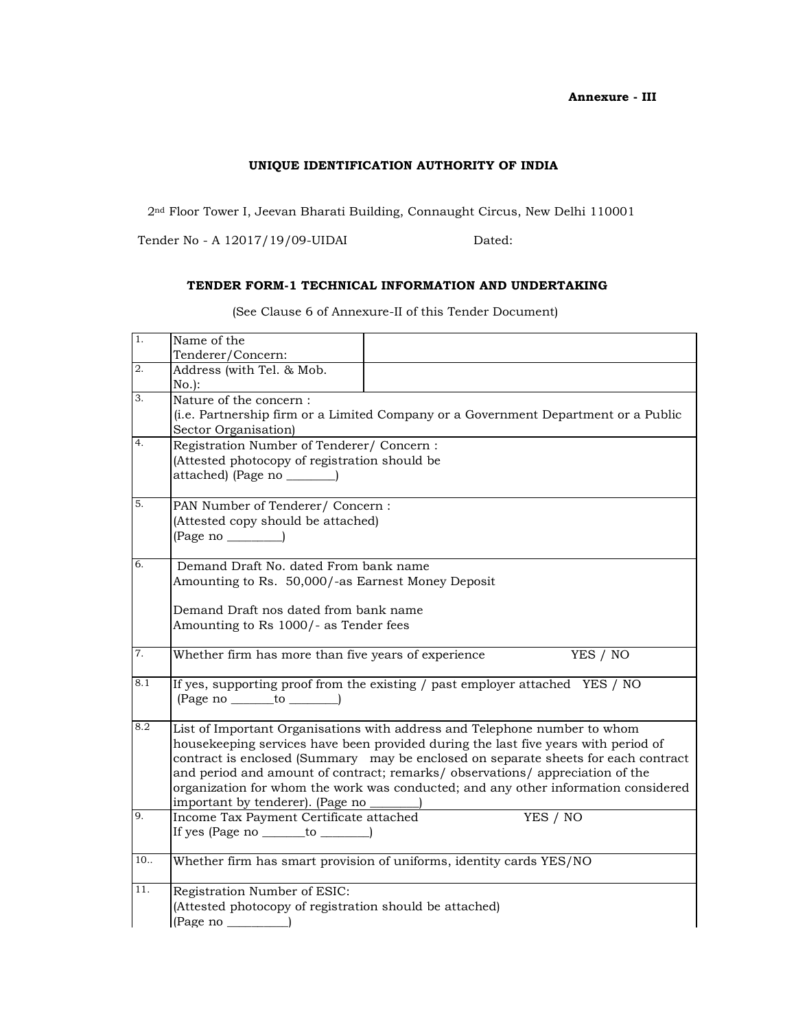**Annexure - III**

**UNIQUE IDENTIFICATION AUTHORITY OF INDIA**

2nd Floor Tower I, Jeevan Bharati Building, Connaught Circus, New Delhi 110001

Tender No - A 12017/19/09-UIDAI Dated:

**TENDER FORM-1 TECHNICAL INFORMATION AND UNDERTAKING**

(See Clause 6 of Annexure-II of this Tender Document)

| | | |
|---|---|---|
| 1. | Name of the Tenderer/Concern: | |
| 2. | Address (with Tel. & Mob. No.): | |
| 3. | Nature of the concern :<br>(i.e. Partnership firm or a Limited Company or a Government Department or a Public Sector Organisation) | |
| 4. | Registration Number of Tenderer/ Concern :<br>(Attested photocopy of registration should be attached) (Page no ________) | |
| 5. | PAN Number of Tenderer/ Concern :<br>(Attested copy should be attached)<br>(Page no _________) | |
| 6. | Demand Draft No. dated From bank name<br>Amounting to Rs. 50,000/-as Earnest Money Deposit<br><br>Demand Draft nos dated from bank name<br>Amounting to Rs 1000/- as Tender fees | |
| 7. | Whether firm has more than five years of experience YES / NO | |
| 8.1 | If yes, supporting proof from the existing / past employer attached YES / NO<br>(Page no _______to ________) | |
| 8.2 | List of Important Organisations with address and Telephone number to whom housekeeping services have been provided during the last five years with period of contract is enclosed (Summary may be enclosed on separate sheets for each contract and period and amount of contract; remarks/ observations/ appreciation of the organization for whom the work was conducted; and any other information considered important by tenderer). (Page no ________) | |
| 9. | Income Tax Payment Certificate attached YES / NO<br>If yes (Page no _______to ________) | |
| 10.. | Whether firm has smart provision of uniforms, identity cards YES/NO | |
| 11. | Registration Number of ESIC:<br>(Attested photocopy of registration should be attached)<br>(Page no __________) | |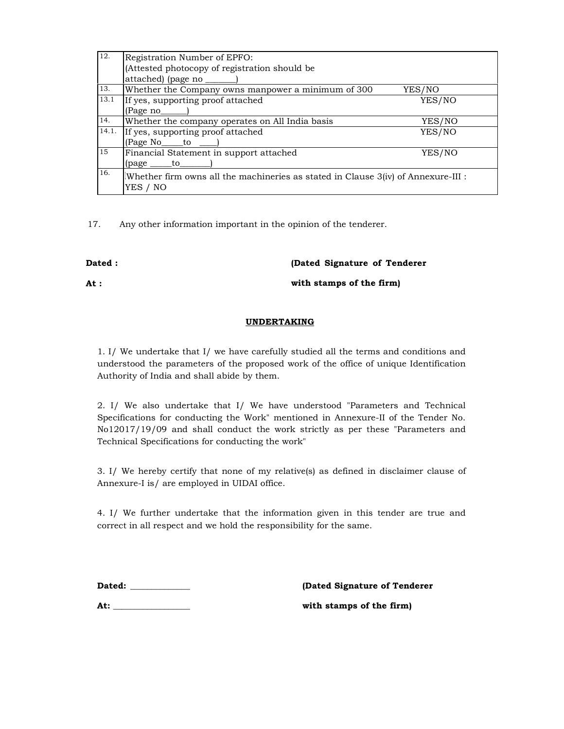| | | |
|---|---|---|
| 12. | Registration Number of EPFO:<br>(Attested photocopy of registration should be attached) (page no _______) | |
| 13. | Whether the Company owns manpower a minimum of 300 | YES/NO |
| 13.1 | If yes, supporting proof attached<br>(Page no______) | YES/NO |
| 14. | Whether the company operates on All India basis | YES/NO |
| 14.1. | If yes, supporting proof attached<br>(Page No_____to ____) | YES/NO |
| 15 | Financial Statement in support attached<br>(page _____to_______) | YES/NO |
| 16. | Whether firm owns all the machineries as stated in Clause 3(iv) of Annexure-III : YES / NO | |

17. Any other information important in the opinion of the tenderer.

**Dated :** **(Dated Signature of Tenderer**

**At :** **with stamps of the firm)**

## UNDERTAKING

1. I/ We undertake that I/ we have carefully studied all the terms and conditions and understood the parameters of the proposed work of the office of unique Identification Authority of India and shall abide by them.

2. I/ We also undertake that I/ We have understood "Parameters and Technical Specifications for conducting the Work" mentioned in Annexure-II of the Tender No. No12017/19/09 and shall conduct the work strictly as per these "Parameters and Technical Specifications for conducting the work"

3. I/ We hereby certify that none of my relative(s) as defined in disclaimer clause of Annexure-I is/ are employed in UIDAI office.

4. I/ We further undertake that the information given in this tender are true and correct in all respect and we hold the responsibility for the same.

**Dated:** _____________ **(Dated Signature of Tenderer**

**At:** _________________ **with stamps of the firm)**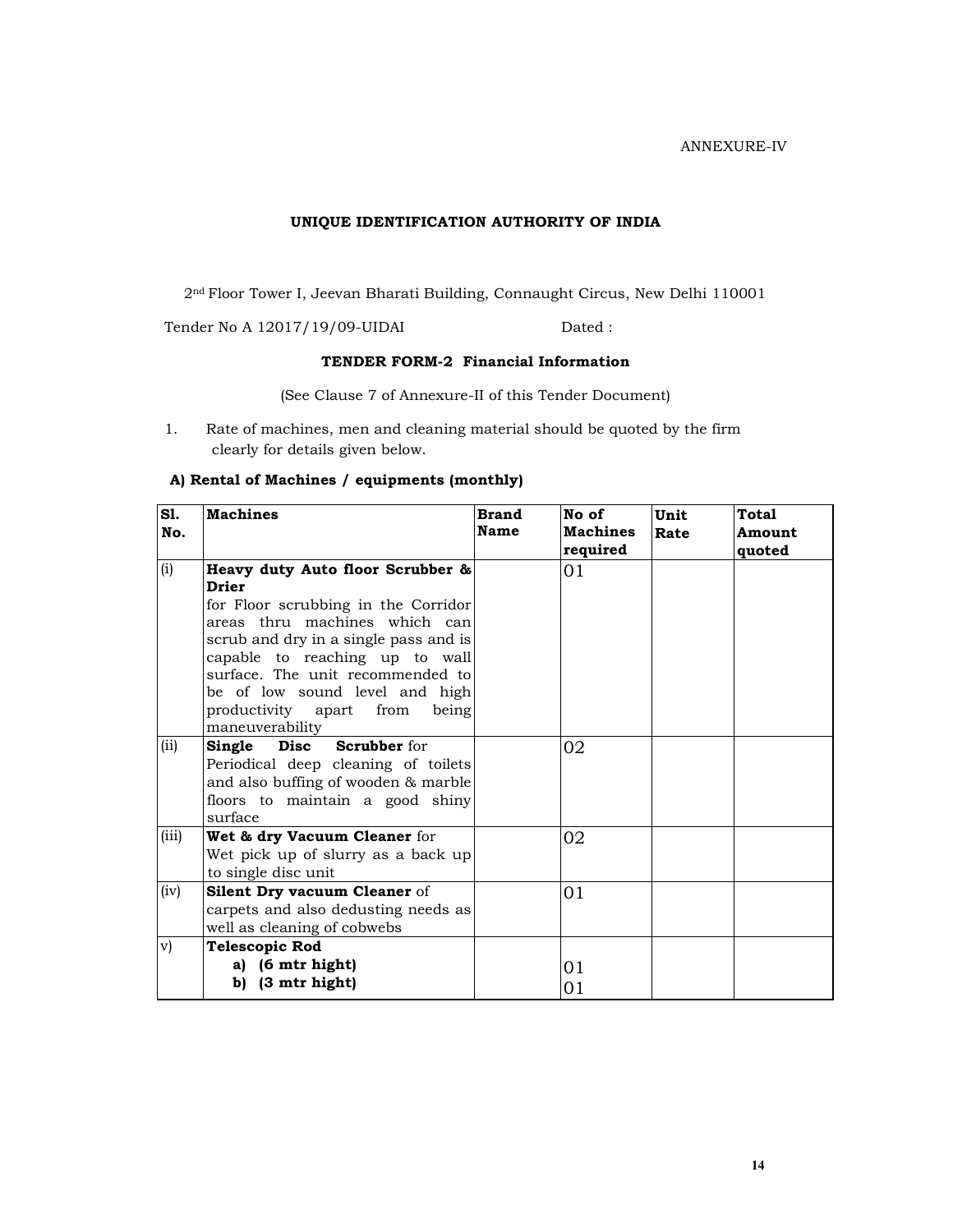ANNEXURE-IV

**UNIQUE IDENTIFICATION AUTHORITY OF INDIA**

2nd Floor Tower I, Jeevan Bharati Building, Connaught Circus, New Delhi 110001

Tender No A 12017/19/09-UIDAI          Dated :

**TENDER FORM-2 Financial Information**

(See Clause 7 of Annexure-II of this Tender Document)

1. Rate of machines, men and cleaning material should be quoted by the firm clearly for details given below.

**A) Rental of Machines / equipments (monthly)**

| Sl. No. | Machines | Brand Name | No of Machines required | Unit Rate | Total Amount quoted |
|---|---|---|---|---|---|
| (i) | **Heavy duty Auto floor Scrubber & Drier** for Floor scrubbing in the Corridor areas thru machines which can scrub and dry in a single pass and is capable to reaching up to wall surface. The unit recommended to be of low sound level and high productivity apart from being maneuverability | | 01 | | |
| (ii) | **Single Disc Scrubber** for Periodical deep cleaning of toilets and also buffing of wooden & marble floors to maintain a good shiny surface | | 02 | | |
| (iii) | **Wet & dry Vacuum Cleaner** for Wet pick up of slurry as a back up to single disc unit | | 02 | | |
| (iv) | **Silent Dry vacuum Cleaner** of carpets and also dedusting needs as well as cleaning of cobwebs | | 01 | | |
| v) | **Telescopic Rod**<br>a) **(6 mtr hight)**<br>b) **(3 mtr hight)** | | <br>01<br>01 | | |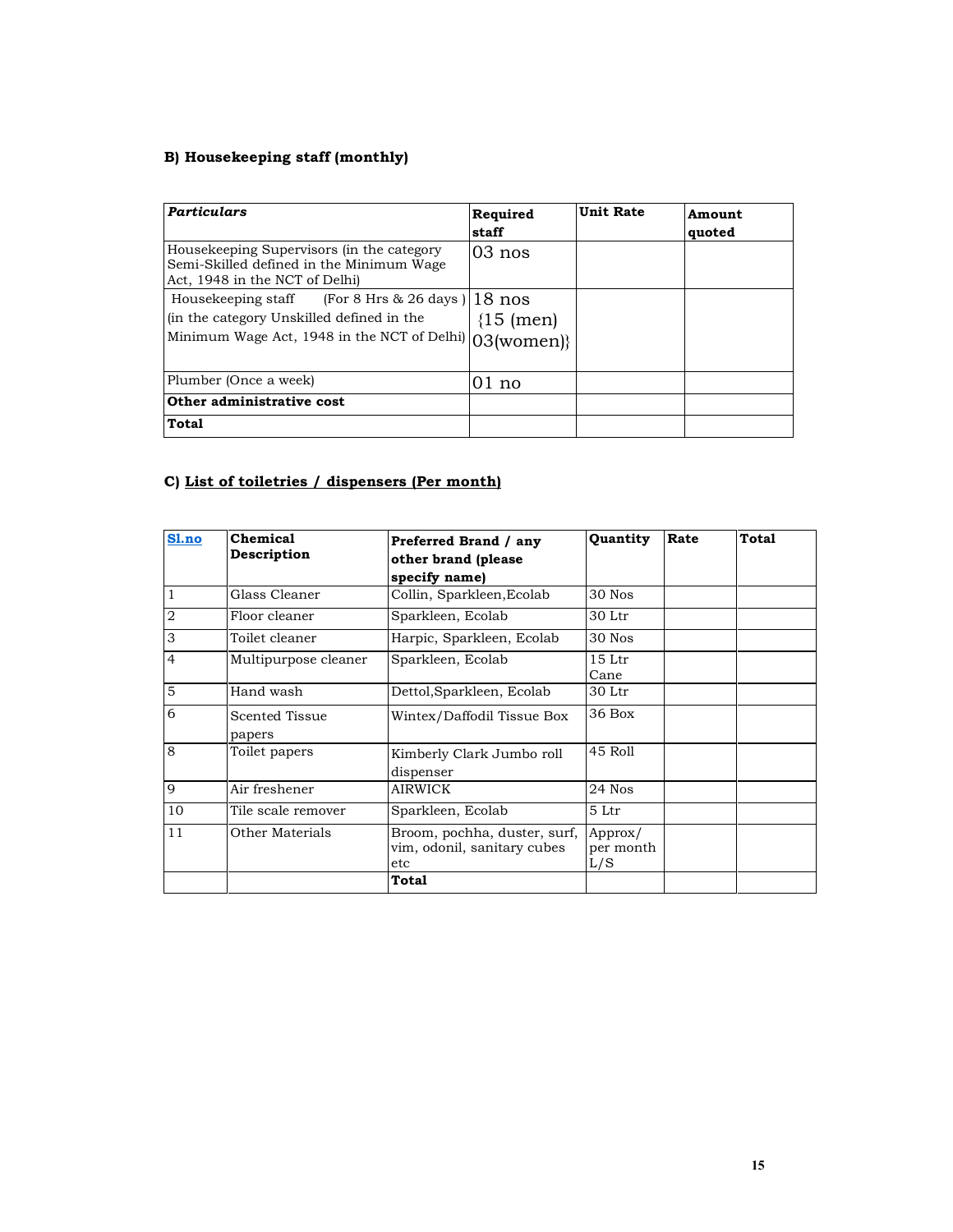### B) Housekeeping staff (monthly)

| *Particulars* | Required staff | Unit Rate | Amount quoted |
|---|---|---|---|
| Housekeeping Supervisors (in the category Semi-Skilled defined in the Minimum Wage Act, 1948 in the NCT of Delhi) | 03 nos | | |
| Housekeeping staff (For 8 Hrs & 26 days ) (in the category Unskilled defined in the Minimum Wage Act, 1948 in the NCT of Delhi) | 18 nos {15 (men) 03(women)} | | |
| Plumber (Once a week) | 01 no | | |
| **Other administrative cost** | | | |
| **Total** | | | |

### C) List of toiletries / dispensers (Per month)

| Sl.no | Chemical Description | Preferred Brand / any other brand (please specify name) | Quantity | Rate | Total |
|---|---|---|---|---|---|
| 1 | Glass Cleaner | Collin, Sparkleen,Ecolab | 30 Nos | | |
| 2 | Floor cleaner | Sparkleen, Ecolab | 30 Ltr | | |
| 3 | Toilet cleaner | Harpic, Sparkleen, Ecolab | 30 Nos | | |
| 4 | Multipurpose cleaner | Sparkleen, Ecolab | 15 Ltr Cane | | |
| 5 | Hand wash | Dettol,Sparkleen, Ecolab | 30 Ltr | | |
| 6 | Scented Tissue papers | Wintex/Daffodil Tissue Box | 36 Box | | |
| 8 | Toilet papers | Kimberly Clark Jumbo roll dispenser | 45 Roll | | |
| 9 | Air freshener | AIRWICK | 24 Nos | | |
| 10 | Tile scale remover | Sparkleen, Ecolab | 5 Ltr | | |
| 11 | Other Materials | Broom, pochha, duster, surf, vim, odonil, sanitary cubes etc | Approx/ per month L/S | | |
| | | **Total** | | | |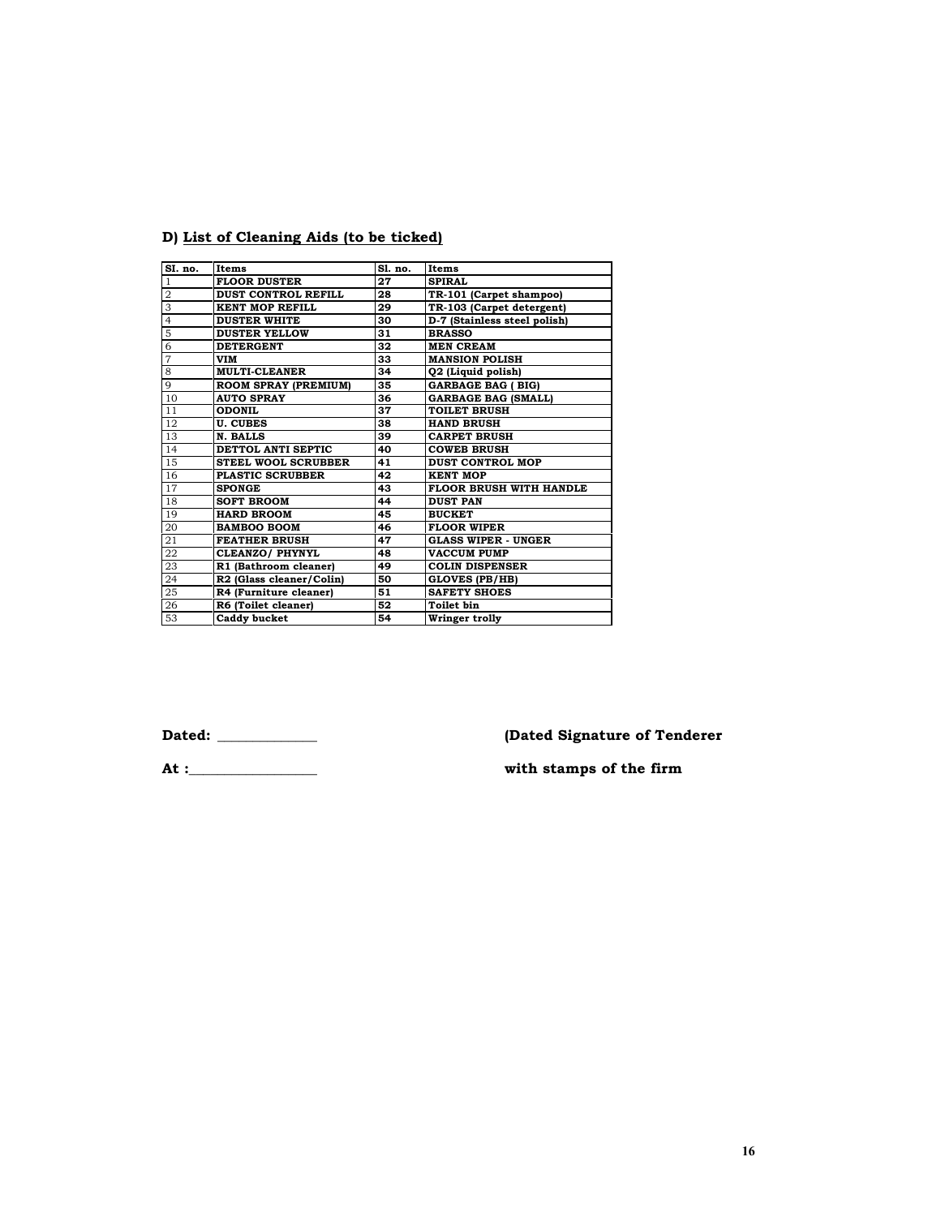### D) List of Cleaning Aids (to be ticked)

| Sl. no. | Items | Sl. no. | Items |
|---|---|---|---|
| 1 | **FLOOR DUSTER** | 27 | **SPIRAL** |
| 2 | **DUST CONTROL REFILL** | 28 | **TR-101 (Carpet shampoo)** |
| 3 | **KENT MOP REFILL** | 29 | **TR-103 (Carpet detergent)** |
| 4 | **DUSTER WHITE** | 30 | **D-7 (Stainless steel polish)** |
| 5 | **DUSTER YELLOW** | 31 | **BRASSO** |
| 6 | **DETERGENT** | 32 | **MEN CREAM** |
| 7 | **VIM** | 33 | **MANSION POLISH** |
| 8 | **MULTI-CLEANER** | 34 | **Q2 (Liquid polish)** |
| 9 | **ROOM SPRAY (PREMIUM)** | 35 | **GARBAGE BAG ( BIG)** |
| 10 | **AUTO SPRAY** | 36 | **GARBAGE BAG (SMALL)** |
| 11 | **ODONIL** | 37 | **TOILET BRUSH** |
| 12 | **U. CUBES** | 38 | **HAND BRUSH** |
| 13 | **N. BALLS** | 39 | **CARPET BRUSH** |
| 14 | **DETTOL ANTI SEPTIC** | 40 | **COWEB BRUSH** |
| 15 | **STEEL WOOL SCRUBBER** | 41 | **DUST CONTROL MOP** |
| 16 | **PLASTIC SCRUBBER** | 42 | **KENT MOP** |
| 17 | **SPONGE** | 43 | **FLOOR BRUSH WITH HANDLE** |
| 18 | **SOFT BROOM** | 44 | **DUST PAN** |
| 19 | **HARD BROOM** | 45 | **BUCKET** |
| 20 | **BAMBOO BOOM** | 46 | **FLOOR WIPER** |
| 21 | **FEATHER BRUSH** | 47 | **GLASS WIPER - UNGER** |
| 22 | **CLEANZO/ PHYNYL** | 48 | **VACCUM PUMP** |
| 23 | **R1 (Bathroom cleaner)** | 49 | **COLIN DISPENSER** |
| 24 | **R2 (Glass cleaner/Colin)** | 50 | **GLOVES (PB/HB)** |
| 25 | **R4 (Furniture cleaner)** | 51 | **SAFETY SHOES** |
| 26 | **R6 (Toilet cleaner)** | 52 | **Toilet bin** |
| 53 | **Caddy bucket** | 54 | **Wringer trolly** |

**Dated:** _____________ **(Dated Signature of Tenderer**

**At :**_________________ **with stamps of the firm**